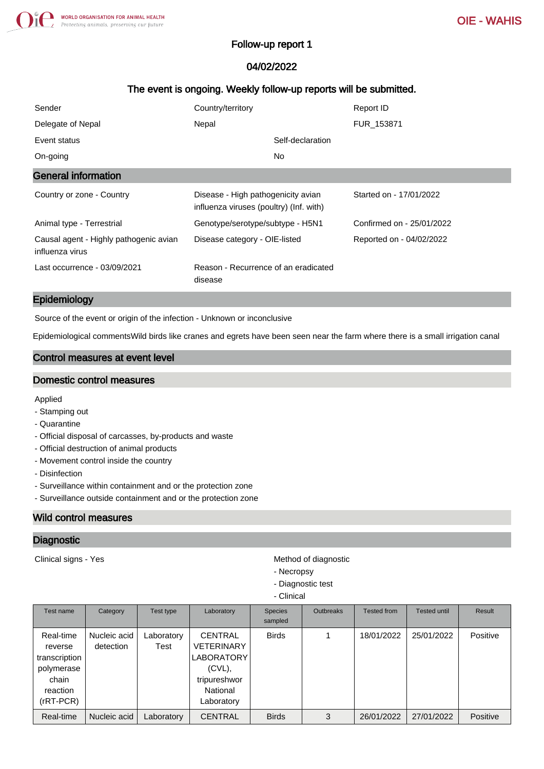# Follow-up report 1

04/02/2022

**The event is ongoing. Weekly follow-up reports will be submitted.**

| Sender | Country/territory | Report ID |
|---|---|---|
| Delegate of Nepal | Nepal | FUR_153871 |
| Event status | | Self-declaration |
| On-going | | No |

## General information

| | | |
|---|---|---|
| Country or zone - Country | Disease - High pathogenicity avian influenza viruses (poultry) (Inf. with) | Started on - 17/01/2022 |
| Animal type - Terrestrial | Genotype/serotype/subtype - H5N1 | Confirmed on - 25/01/2022 |
| Causal agent - Highly pathogenic avian influenza virus | Disease category - OIE-listed | Reported on - 04/02/2022 |
| Last occurrence - 03/09/2021 | Reason - Recurrence of an eradicated disease | |

## Epidemiology

Source of the event or origin of the infection - Unknown or inconclusive

Epidemiological commentsWild birds like cranes and egrets have been seen near the farm where there is a small irrigation canal

## Control measures at event level

### Domestic control measures

Applied
- Stamping out
- Quarantine
- Official disposal of carcasses, by-products and waste
- Official destruction of animal products
- Movement control inside the country
- Disinfection
- Surveillance within containment and or the protection zone
- Surveillance outside containment and or the protection zone

### Wild control measures

## Diagnostic

Clinical signs - Yes

Method of diagnostic
- Necropsy
- Diagnostic test
- Clinical

| Test name | Category | Test type | Laboratory | Species sampled | Outbreaks | Tested from | Tested until | Result |
|---|---|---|---|---|---|---|---|---|
| Real-time reverse transcription polymerase chain reaction (rRT-PCR) | Nucleic acid detection | Laboratory Test | CENTRAL VETERINARY LABORATORY (CVL), tripureshwor National Laboratory | Birds | 1 | 18/01/2022 | 25/01/2022 | Positive |
| Real-time | Nucleic acid | Laboratory | CENTRAL | Birds | 3 | 26/01/2022 | 27/01/2022 | Positive |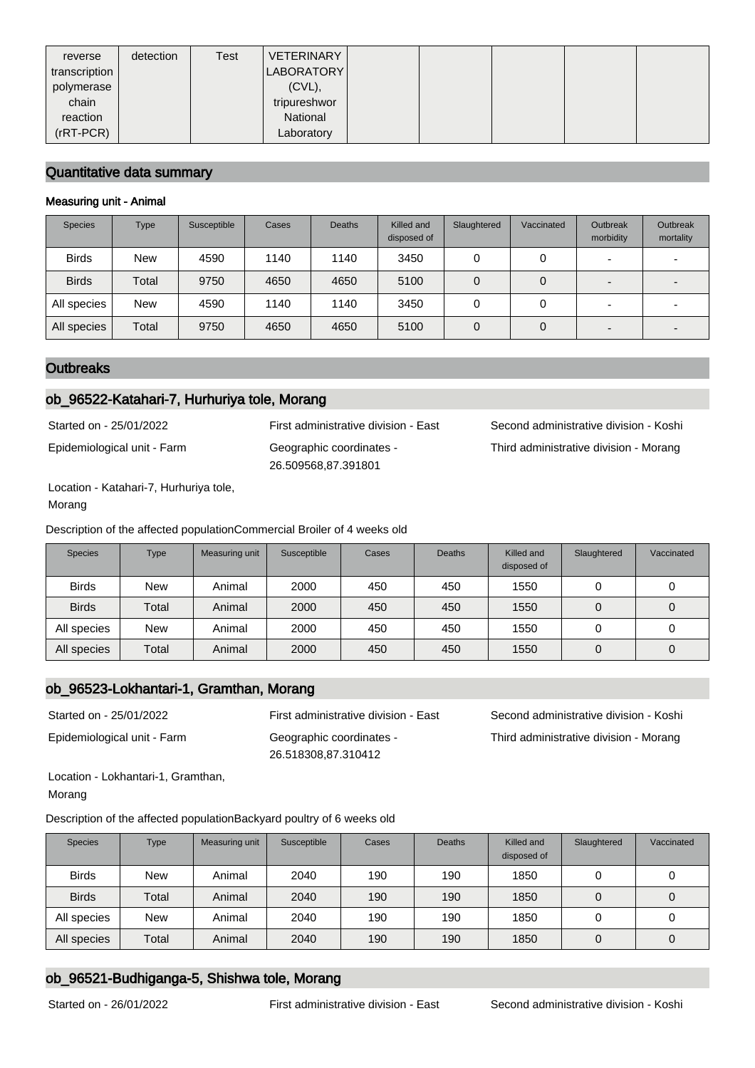| reverse transcription polymerase chain reaction (rRT-PCR) | detection | Test | VETERINARY LABORATORY (CVL), tripureshwor National Laboratory | | | | | |
|---|---|---|---|---|---|---|---|---|

## Quantitative data summary

### Measuring unit - Animal

| Species | Type | Susceptible | Cases | Deaths | Killed and disposed of | Slaughtered | Vaccinated | Outbreak morbidity | Outbreak mortality |
|---|---|---|---|---|---|---|---|---|---|
| Birds | New | 4590 | 1140 | 1140 | 3450 | 0 | 0 | - | - |
| Birds | Total | 9750 | 4650 | 4650 | 5100 | 0 | 0 | - | - |
| All species | New | 4590 | 1140 | 1140 | 3450 | 0 | 0 | - | - |
| All species | Total | 9750 | 4650 | 4650 | 5100 | 0 | 0 | - | - |

## Outbreaks

### ob_96522-Katahari-7, Hurhuriya tole, Morang

Started on - 25/01/2022

First administrative division - East

Second administrative division - Koshi

Epidemiological unit - Farm

Geographic coordinates - 26.509568,87.391801

Third administrative division - Morang

Location - Katahari-7, Hurhuriya tole, Morang

Description of the affected populationCommercial Broiler of 4 weeks old

| Species | Type | Measuring unit | Susceptible | Cases | Deaths | Killed and disposed of | Slaughtered | Vaccinated |
|---|---|---|---|---|---|---|---|---|
| Birds | New | Animal | 2000 | 450 | 450 | 1550 | 0 | 0 |
| Birds | Total | Animal | 2000 | 450 | 450 | 1550 | 0 | 0 |
| All species | New | Animal | 2000 | 450 | 450 | 1550 | 0 | 0 |
| All species | Total | Animal | 2000 | 450 | 450 | 1550 | 0 | 0 |

### ob_96523-Lokhantari-1, Gramthan, Morang

Started on - 25/01/2022

First administrative division - East

Second administrative division - Koshi

Epidemiological unit - Farm

Geographic coordinates - 26.518308,87.310412

Third administrative division - Morang

Location - Lokhantari-1, Gramthan, Morang

Description of the affected populationBackyard poultry of 6 weeks old

| Species | Type | Measuring unit | Susceptible | Cases | Deaths | Killed and disposed of | Slaughtered | Vaccinated |
|---|---|---|---|---|---|---|---|---|
| Birds | New | Animal | 2040 | 190 | 190 | 1850 | 0 | 0 |
| Birds | Total | Animal | 2040 | 190 | 190 | 1850 | 0 | 0 |
| All species | New | Animal | 2040 | 190 | 190 | 1850 | 0 | 0 |
| All species | Total | Animal | 2040 | 190 | 190 | 1850 | 0 | 0 |

### ob_96521-Budhiganga-5, Shishwa tole, Morang

Started on - 26/01/2022

First administrative division - East

Second administrative division - Koshi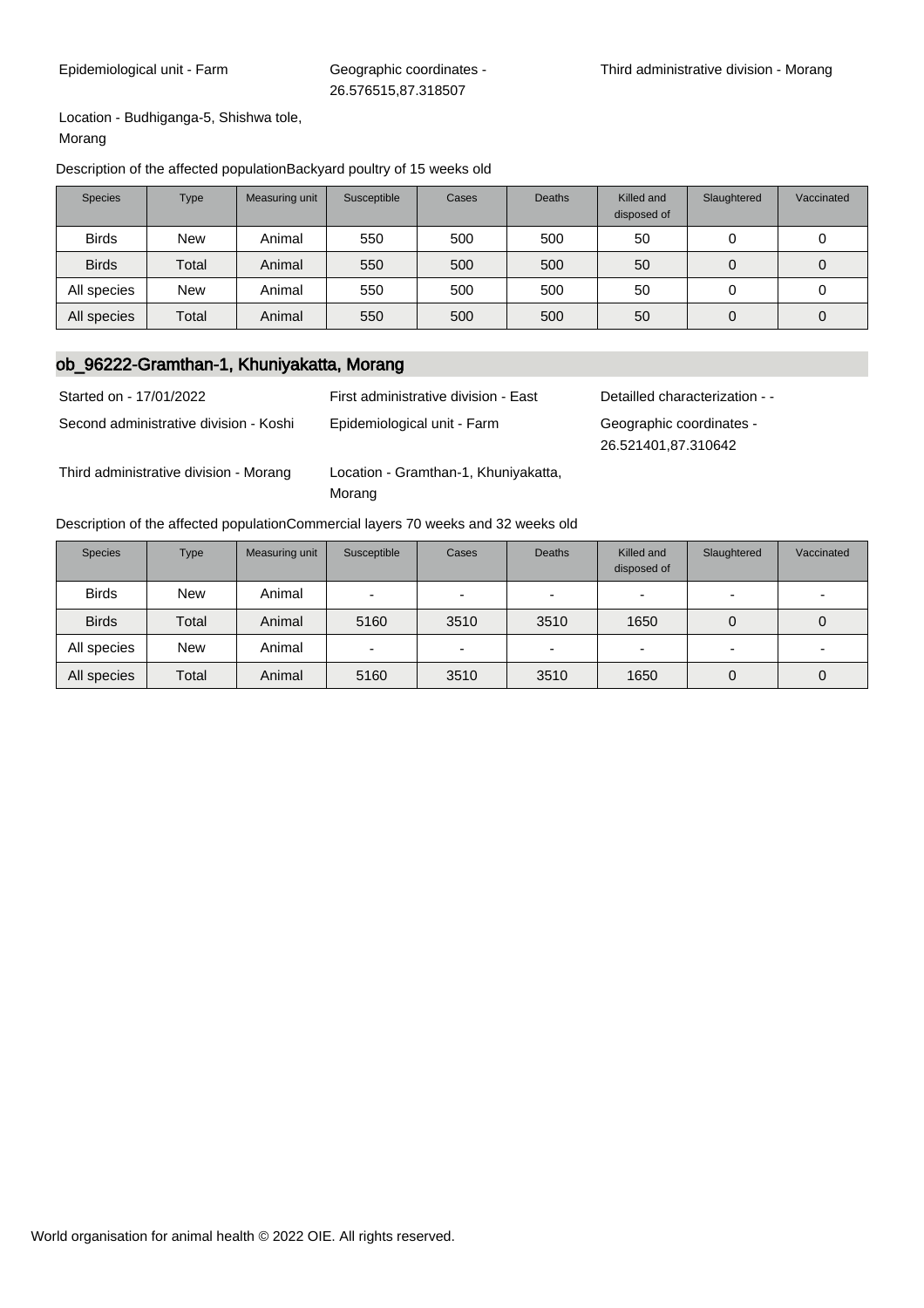Epidemiological unit - Farm

Geographic coordinates - 26.576515,87.318507

Third administrative division - Morang

Location - Budhiganga-5, Shishwa tole, Morang

Description of the affected populationBackyard poultry of 15 weeks old

| Species | Type | Measuring unit | Susceptible | Cases | Deaths | Killed and disposed of | Slaughtered | Vaccinated |
|---|---|---|---|---|---|---|---|---|
| Birds | New | Animal | 550 | 500 | 500 | 50 | 0 | 0 |
| Birds | Total | Animal | 550 | 500 | 500 | 50 | 0 | 0 |
| All species | New | Animal | 550 | 500 | 500 | 50 | 0 | 0 |
| All species | Total | Animal | 550 | 500 | 500 | 50 | 0 | 0 |

## ob_96222-Gramthan-1, Khuniyakatta, Morang

Started on - 17/01/2022

First administrative division - East

Detailled characterization - -

Second administrative division - Koshi

Epidemiological unit - Farm

Geographic coordinates - 26.521401,87.310642

Third administrative division - Morang

Location - Gramthan-1, Khuniyakatta, Morang

Description of the affected populationCommercial layers 70 weeks and 32 weeks old

| Species | Type | Measuring unit | Susceptible | Cases | Deaths | Killed and disposed of | Slaughtered | Vaccinated |
|---|---|---|---|---|---|---|---|---|
| Birds | New | Animal | - | - | - | - | - | - |
| Birds | Total | Animal | 5160 | 3510 | 3510 | 1650 | 0 | 0 |
| All species | New | Animal | - | - | - | - | - | - |
| All species | Total | Animal | 5160 | 3510 | 3510 | 1650 | 0 | 0 |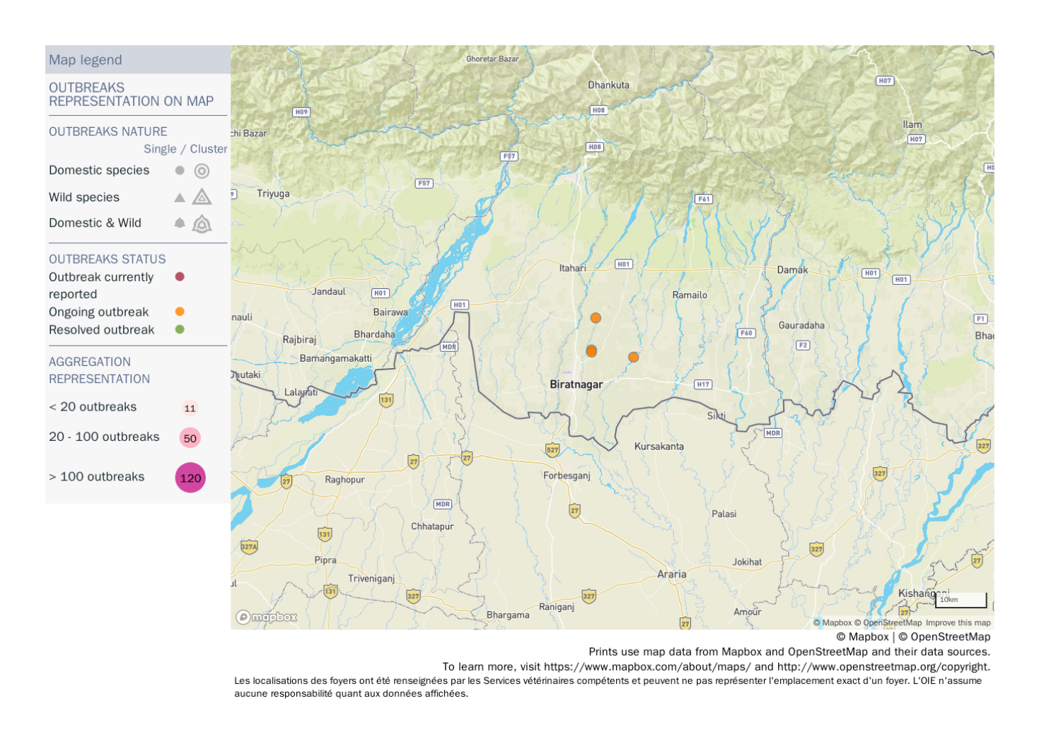Map legend

OUTBREAKS REPRESENTATION ON MAP

OUTBREAKS NATURE

Single / Cluster

Domestic species

Wild species

Domestic & Wild

OUTBREAKS STATUS

Outbreak currently reported

Ongoing outbreak

Resolved outbreak

AGGREGATION REPRESENTATION

< 20 outbreaks 11

20 - 100 outbreaks 50

> 100 outbreaks 120

© Mapbox | © OpenStreetMap

Prints use map data from Mapbox and OpenStreetMap and their data sources.

To learn more, visit https://www.mapbox.com/about/maps/ and http://www.openstreetmap.org/copyright.

Les localisations des foyers ont été renseignées par les Services vétérinaires compétents et peuvent ne pas représenter l'emplacement exact d'un foyer. L'OIE n'assume aucune responsabilité quant aux données affichées.